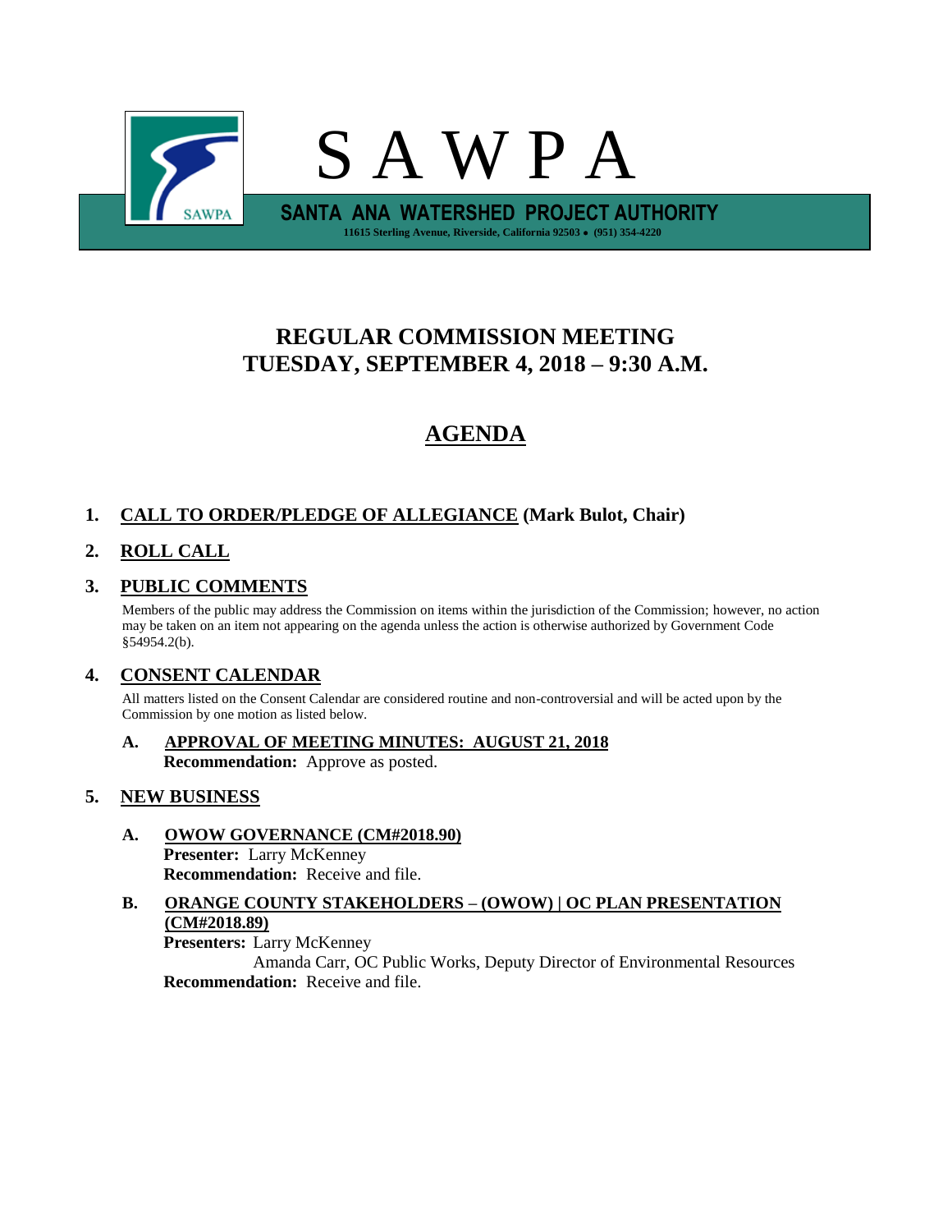# S A W P A

**SANTA ANA WATERSHED PROJECT AUTHORITY**

11615 Sterling Avenue, Riverside, California 92503 • (951) 354-4220

## REGULAR COMMISSION MEETING
## TUESDAY, SEPTEMBER 4, 2018 – 9:30 A.M.

## AGENDA

**1. CALL TO ORDER/PLEDGE OF ALLEGIANCE (Mark Bulot, Chair)**

**2. ROLL CALL**

**3. PUBLIC COMMENTS**

Members of the public may address the Commission on items within the jurisdiction of the Commission; however, no action may be taken on an item not appearing on the agenda unless the action is otherwise authorized by Government Code §54954.2(b).

**4. CONSENT CALENDAR**

All matters listed on the Consent Calendar are considered routine and non-controversial and will be acted upon by the Commission by one motion as listed below.

**A. APPROVAL OF MEETING MINUTES: AUGUST 21, 2018**
**Recommendation:** Approve as posted.

**5. NEW BUSINESS**

**A. OWOW GOVERNANCE (CM#2018.90)**
**Presenter:** Larry McKenney
**Recommendation:** Receive and file.

**B. ORANGE COUNTY STAKEHOLDERS – (OWOW) | OC PLAN PRESENTATION (CM#2018.89)**
**Presenters:** Larry McKenney
Amanda Carr, OC Public Works, Deputy Director of Environmental Resources
**Recommendation:** Receive and file.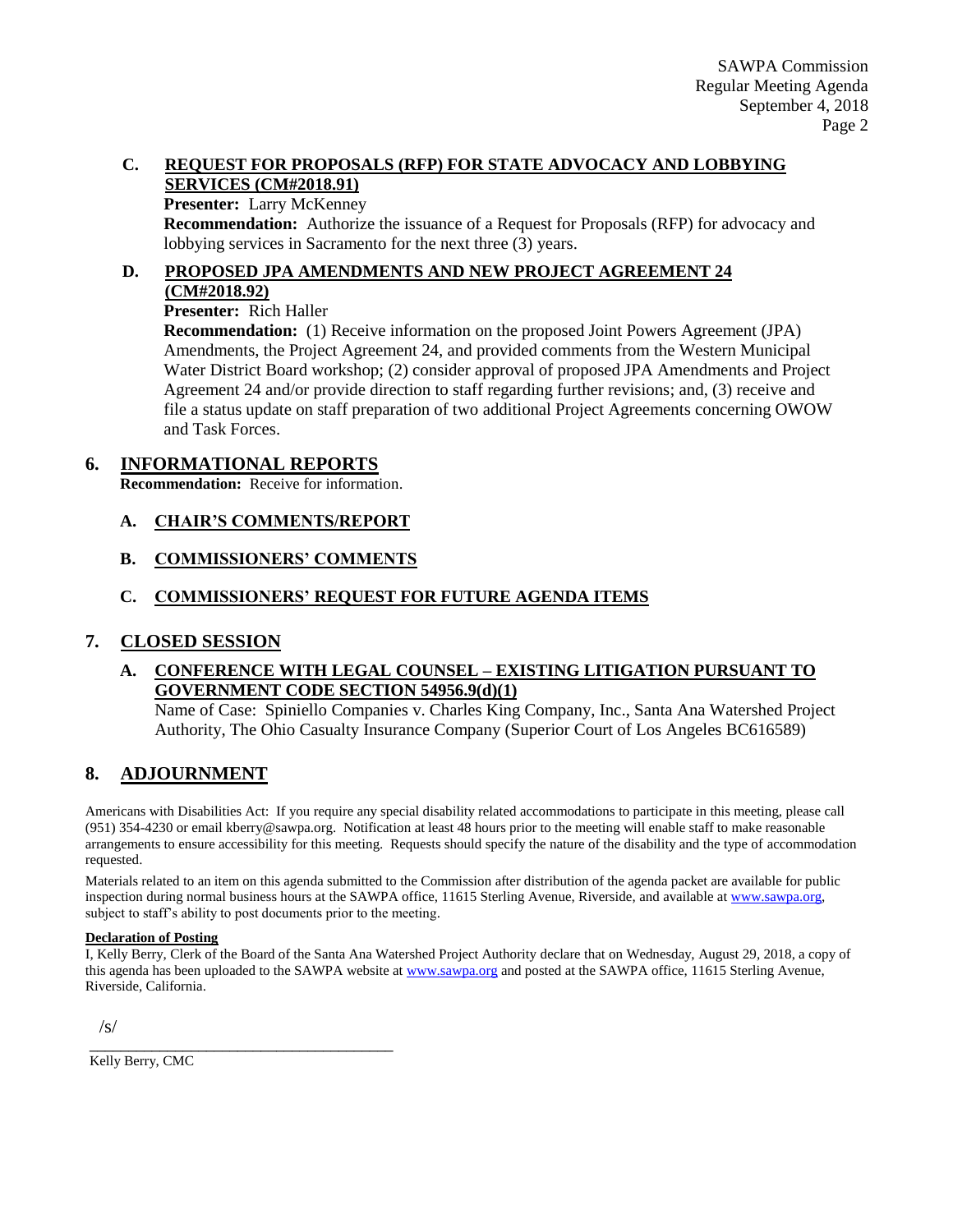### C. REQUEST FOR PROPOSALS (RFP) FOR STATE ADVOCACY AND LOBBYING SERVICES (CM#2018.91)

**Presenter:** Larry McKenney

**Recommendation:** Authorize the issuance of a Request for Proposals (RFP) for advocacy and lobbying services in Sacramento for the next three (3) years.

### D. PROPOSED JPA AMENDMENTS AND NEW PROJECT AGREEMENT 24 (CM#2018.92)

**Presenter:** Rich Haller

**Recommendation:** (1) Receive information on the proposed Joint Powers Agreement (JPA) Amendments, the Project Agreement 24, and provided comments from the Western Municipal Water District Board workshop; (2) consider approval of proposed JPA Amendments and Project Agreement 24 and/or provide direction to staff regarding further revisions; and, (3) receive and file a status update on staff preparation of two additional Project Agreements concerning OWOW and Task Forces.

## 6. INFORMATIONAL REPORTS

**Recommendation:** Receive for information.

### A. CHAIR'S COMMENTS/REPORT

### B. COMMISSIONERS' COMMENTS

### C. COMMISSIONERS' REQUEST FOR FUTURE AGENDA ITEMS

## 7. CLOSED SESSION

### A. CONFERENCE WITH LEGAL COUNSEL – EXISTING LITIGATION PURSUANT TO GOVERNMENT CODE SECTION 54956.9(d)(1)

Name of Case: Spiniello Companies v. Charles King Company, Inc., Santa Ana Watershed Project Authority, The Ohio Casualty Insurance Company (Superior Court of Los Angeles BC616589)

## 8. ADJOURNMENT

Americans with Disabilities Act: If you require any special disability related accommodations to participate in this meeting, please call (951) 354-4230 or email kberry@sawpa.org. Notification at least 48 hours prior to the meeting will enable staff to make reasonable arrangements to ensure accessibility for this meeting. Requests should specify the nature of the disability and the type of accommodation requested.

Materials related to an item on this agenda submitted to the Commission after distribution of the agenda packet are available for public inspection during normal business hours at the SAWPA office, 11615 Sterling Avenue, Riverside, and available at www.sawpa.org, subject to staff's ability to post documents prior to the meeting.

**Declaration of Posting**

I, Kelly Berry, Clerk of the Board of the Santa Ana Watershed Project Authority declare that on Wednesday, August 29, 2018, a copy of this agenda has been uploaded to the SAWPA website at www.sawpa.org and posted at the SAWPA office, 11615 Sterling Avenue, Riverside, California.

/s/

_______________________________________

Kelly Berry, CMC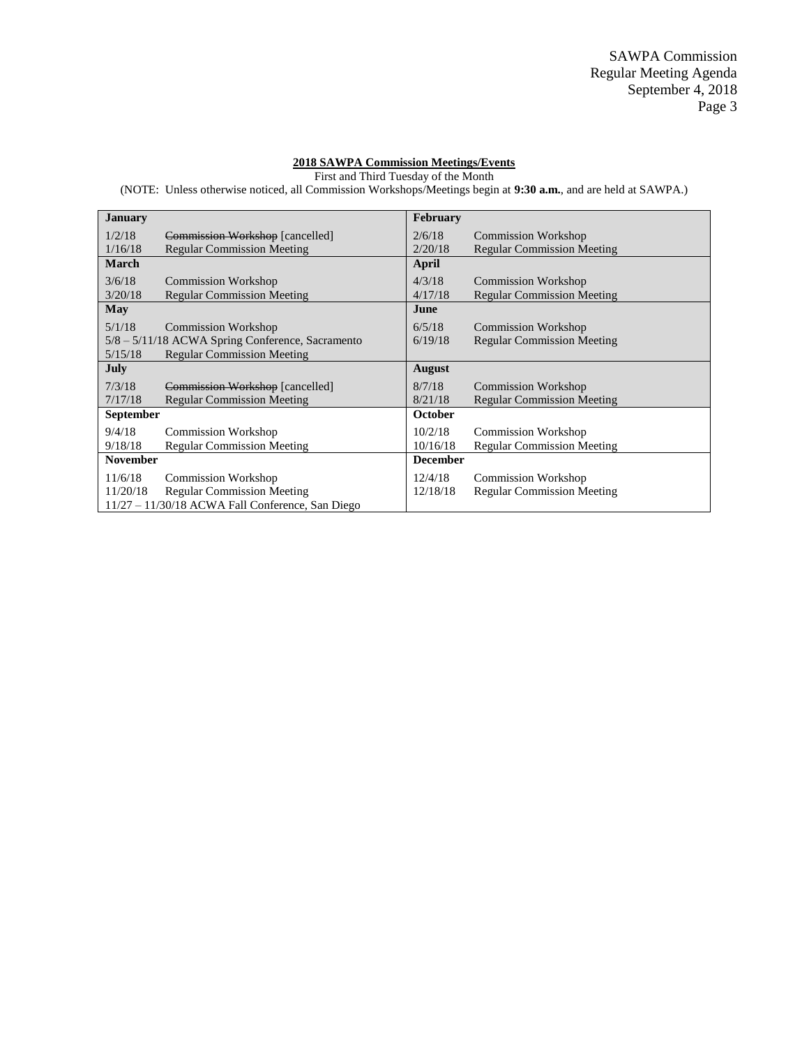**2018 SAWPA Commission Meetings/Events**

First and Third Tuesday of the Month

(NOTE: Unless otherwise noticed, all Commission Workshops/Meetings begin at **9:30 a.m.**, and are held at SAWPA.)

| | | | |
|---|---|---|---|
| **January** | | **February** | |
| 1/2/18 | ~~Commission Workshop~~ [cancelled] | 2/6/18 | Commission Workshop |
| 1/16/18 | Regular Commission Meeting | 2/20/18 | Regular Commission Meeting |
| **March** | | **April** | |
| 3/6/18 | Commission Workshop | 4/3/18 | Commission Workshop |
| 3/20/18 | Regular Commission Meeting | 4/17/18 | Regular Commission Meeting |
| **May** | | **June** | |
| 5/1/18 | Commission Workshop | 6/5/18 | Commission Workshop |
| 5/8 – 5/11/18 | ACWA Spring Conference, Sacramento | 6/19/18 | Regular Commission Meeting |
| 5/15/18 | Regular Commission Meeting | | |
| **July** | | **August** | |
| 7/3/18 | ~~Commission Workshop~~ [cancelled] | 8/7/18 | Commission Workshop |
| 7/17/18 | Regular Commission Meeting | 8/21/18 | Regular Commission Meeting |
| **September** | | **October** | |
| 9/4/18 | Commission Workshop | 10/2/18 | Commission Workshop |
| 9/18/18 | Regular Commission Meeting | 10/16/18 | Regular Commission Meeting |
| **November** | | **December** | |
| 11/6/18 | Commission Workshop | 12/4/18 | Commission Workshop |
| 11/20/18 | Regular Commission Meeting | 12/18/18 | Regular Commission Meeting |
| 11/27 – 11/30/18 | ACWA Fall Conference, San Diego | | |